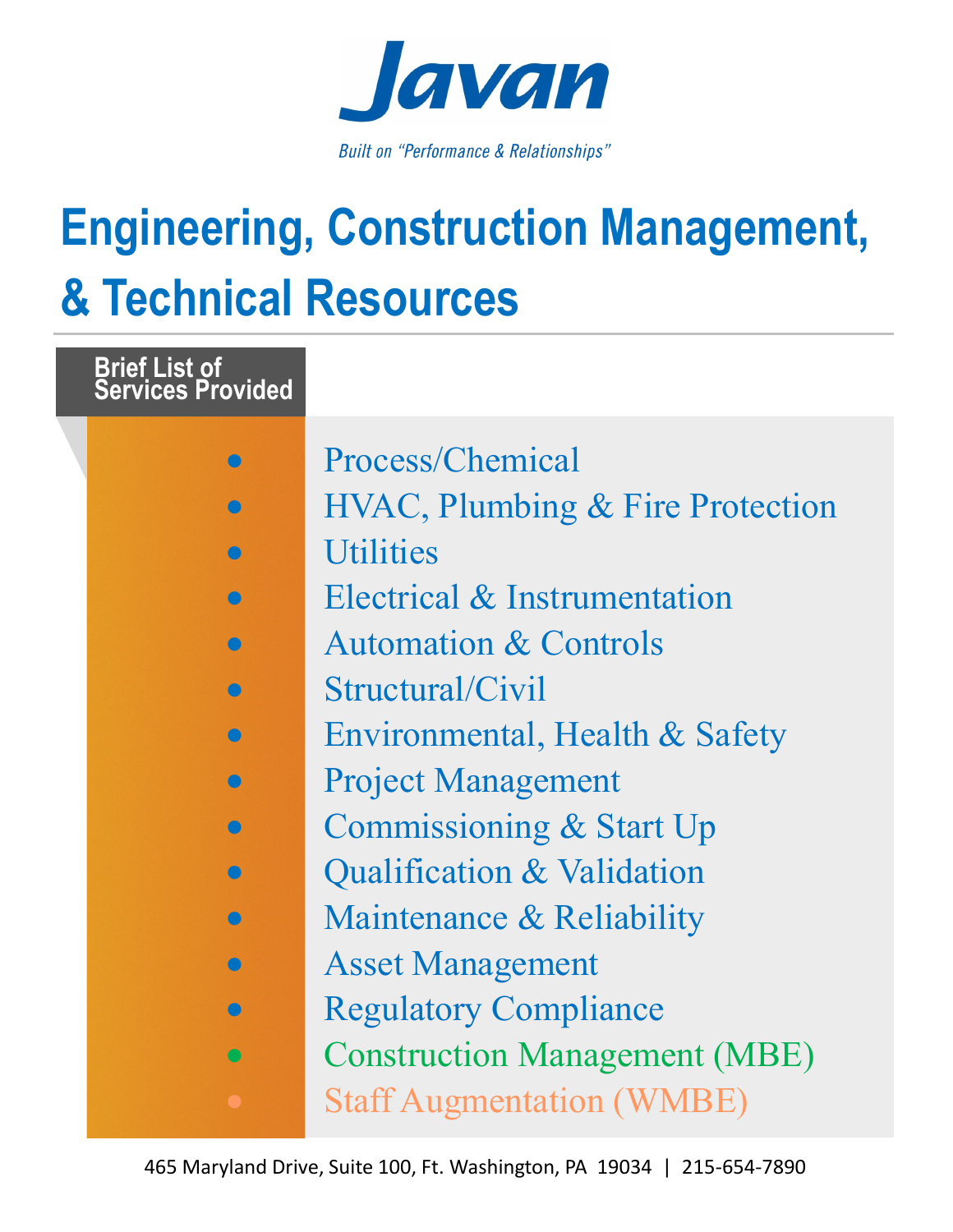# Javan

*Built on "Performance & Relationships"*

# Engineering, Construction Management, & Technical Resources

**Brief List of Services Provided**

- Process/Chemical
- HVAC, Plumbing & Fire Protection
- Utilities
- Electrical & Instrumentation
- Automation & Controls
- Structural/Civil
- Environmental, Health & Safety
- Project Management
- Commissioning & Start Up
- Qualification & Validation
- Maintenance & Reliability
- Asset Management
- Regulatory Compliance
- Construction Management (MBE)
- Staff Augmentation (WMBE)

465 Maryland Drive, Suite 100, Ft. Washington, PA 19034 | 215-654-7890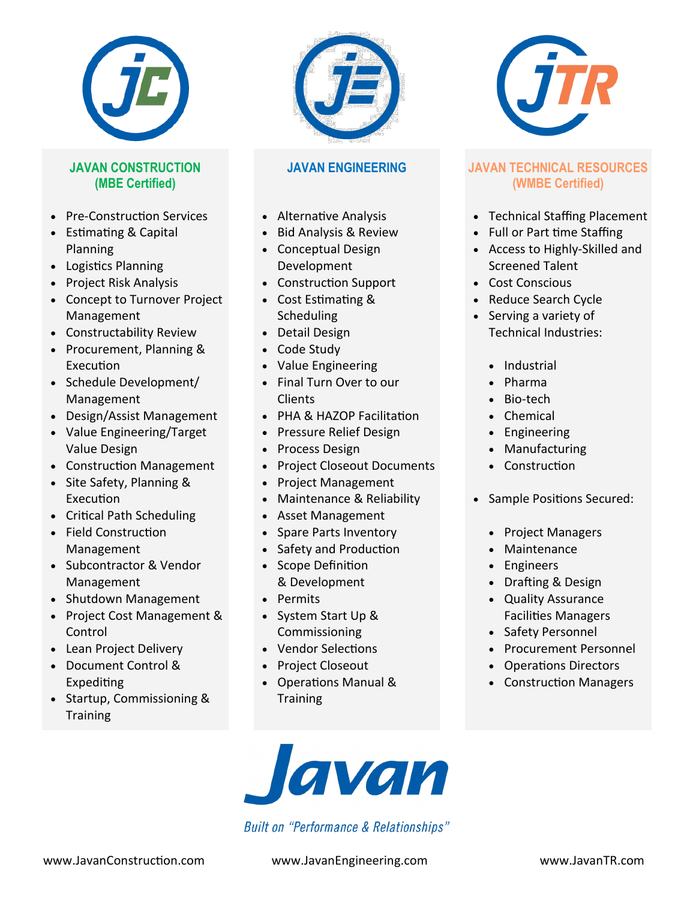## JAVAN CONSTRUCTION
## (MBE Certified)

- Pre-Construction Services
- Estimating & Capital Planning
- Logistics Planning
- Project Risk Analysis
- Concept to Turnover Project Management
- Constructability Review
- Procurement, Planning & Execution
- Schedule Development/ Management
- Design/Assist Management
- Value Engineering/Target Value Design
- Construction Management
- Site Safety, Planning & Execution
- Critical Path Scheduling
- Field Construction Management
- Subcontractor & Vendor Management
- Shutdown Management
- Project Cost Management & Control
- Lean Project Delivery
- Document Control & Expediting
- Startup, Commissioning & Training

## JAVAN ENGINEERING

- Alternative Analysis
- Bid Analysis & Review
- Conceptual Design Development
- Construction Support
- Cost Estimating & Scheduling
- Detail Design
- Code Study
- Value Engineering
- Final Turn Over to our Clients
- PHA & HAZOP Facilitation
- Pressure Relief Design
- Process Design
- Project Closeout Documents
- Project Management
- Maintenance & Reliability
- Asset Management
- Spare Parts Inventory
- Safety and Production
- Scope Definition & Development
- Permits
- System Start Up & Commissioning
- Vendor Selections
- Project Closeout
- Operations Manual & Training

## JAVAN TECHNICAL RESOURCES
## (WMBE Certified)

- Technical Staffing Placement
- Full or Part time Staffing
- Access to Highly-Skilled and Screened Talent
- Cost Conscious
- Reduce Search Cycle
- Serving a variety of Technical Industries:
  - Industrial
  - Pharma
  - Bio-tech
  - Chemical
  - Engineering
  - Manufacturing
  - Construction
- Sample Positions Secured:
  - Project Managers
  - Maintenance
  - Engineers
  - Drafting & Design
  - Quality Assurance Facilities Managers
  - Safety Personnel
  - Procurement Personnel
  - Operations Directors
  - Construction Managers

Javan

*Built on "Performance & Relationships"*

www.JavanConstruction.com www.JavanEngineering.com www.JavanTR.com